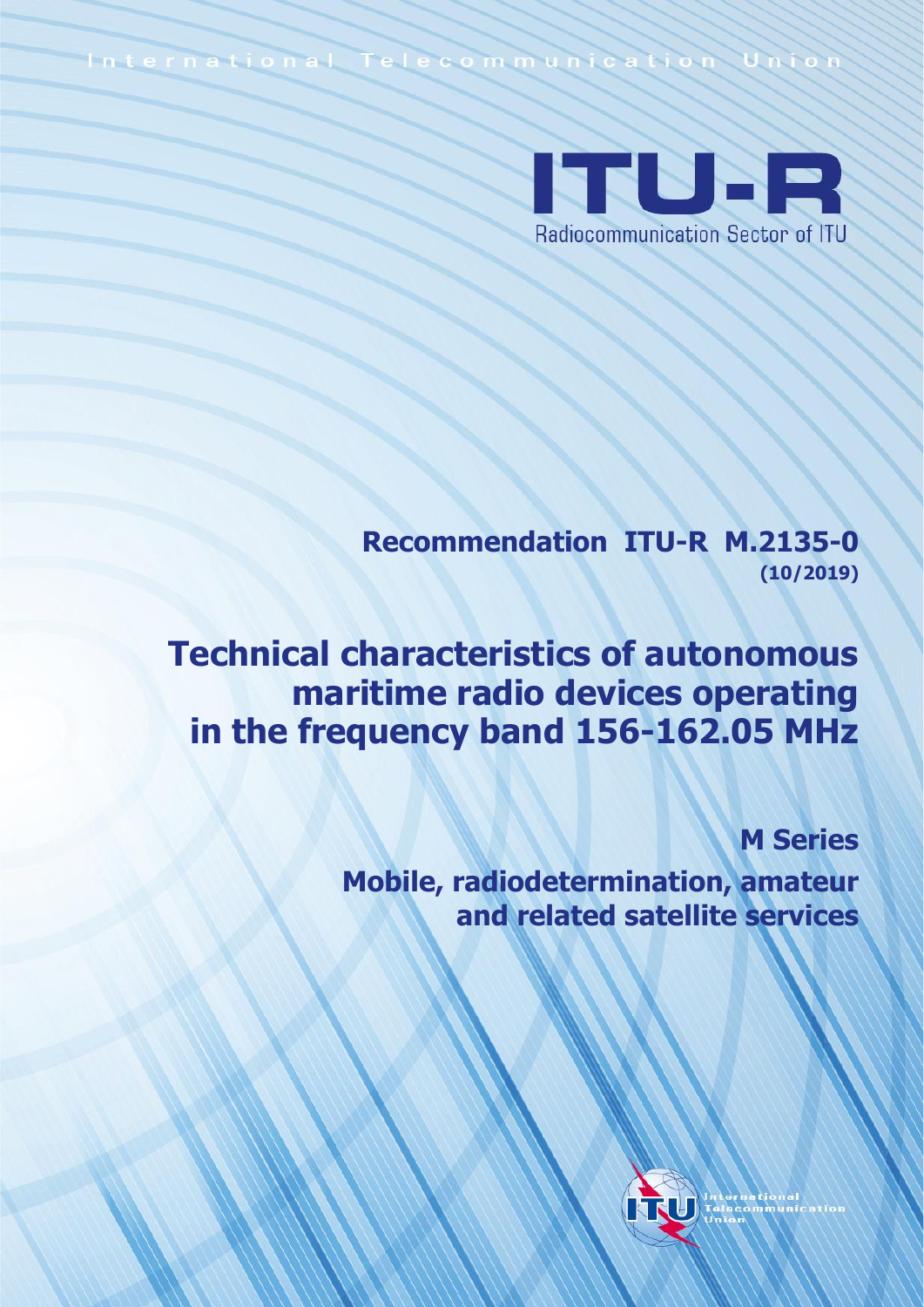International Telecommunication Union

ITU-R

Radiocommunication Sector of ITU

**Recommendation ITU-R M.2135-0**
**(10/2019)**

# Technical characteristics of autonomous maritime radio devices operating in the frequency band 156-162.05 MHz

**M Series**
**Mobile, radiodetermination, amateur and related satellite services**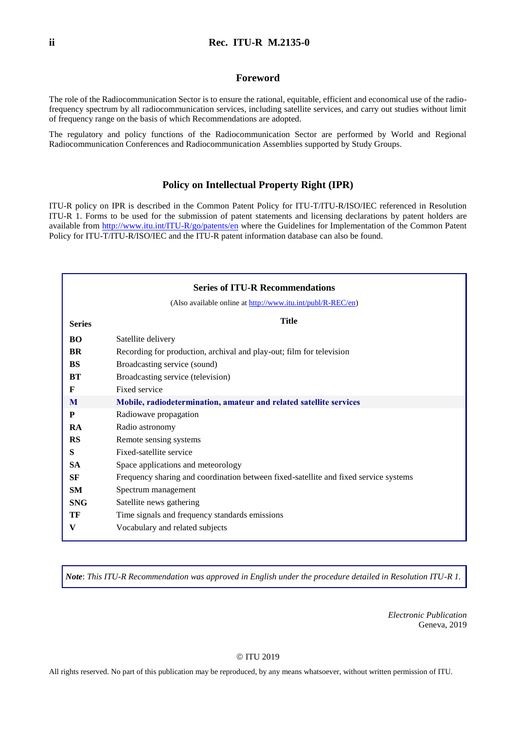## Foreword

The role of the Radiocommunication Sector is to ensure the rational, equitable, efficient and economical use of the radio-frequency spectrum by all radiocommunication services, including satellite services, and carry out studies without limit of frequency range on the basis of which Recommendations are adopted.

The regulatory and policy functions of the Radiocommunication Sector are performed by World and Regional Radiocommunication Conferences and Radiocommunication Assemblies supported by Study Groups.

## Policy on Intellectual Property Right (IPR)

ITU-R policy on IPR is described in the Common Patent Policy for ITU-T/ITU-R/ISO/IEC referenced in Resolution ITU-R 1. Forms to be used for the submission of patent statements and licensing declarations by patent holders are available from http://www.itu.int/ITU-R/go/patents/en where the Guidelines for Implementation of the Common Patent Policy for ITU-T/ITU-R/ISO/IEC and the ITU-R patent information database can also be found.

**Series of ITU-R Recommendations**

(Also available online at http://www.itu.int/publ/R-REC/en)

| Series | Title |
|---|---|
| **BO** | Satellite delivery |
| **BR** | Recording for production, archival and play-out; film for television |
| **BS** | Broadcasting service (sound) |
| **BT** | Broadcasting service (television) |
| **F** | Fixed service |
| **M** | **Mobile, radiodetermination, amateur and related satellite services** |
| **P** | Radiowave propagation |
| **RA** | Radio astronomy |
| **RS** | Remote sensing systems |
| **S** | Fixed-satellite service |
| **SA** | Space applications and meteorology |
| **SF** | Frequency sharing and coordination between fixed-satellite and fixed service systems |
| **SM** | Spectrum management |
| **SNG** | Satellite news gathering |
| **TF** | Time signals and frequency standards emissions |
| **V** | Vocabulary and related subjects |

***Note**: This ITU-R Recommendation was approved in English under the procedure detailed in Resolution ITU-R 1.*

*Electronic Publication*
Geneva, 2019

© ITU 2019

All rights reserved. No part of this publication may be reproduced, by any means whatsoever, without written permission of ITU.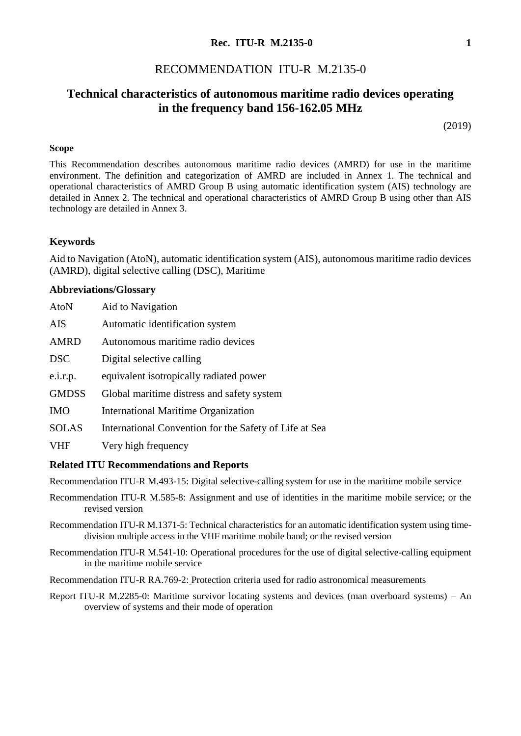# RECOMMENDATION ITU-R M.2135-0

## Technical characteristics of autonomous maritime radio devices operating in the frequency band 156-162.05 MHz

(2019)

### Scope

This Recommendation describes autonomous maritime radio devices (AMRD) for use in the maritime environment. The definition and categorization of AMRD are included in Annex 1. The technical and operational characteristics of AMRD Group B using automatic identification system (AIS) technology are detailed in Annex 2. The technical and operational characteristics of AMRD Group B using other than AIS technology are detailed in Annex 3.

### Keywords

Aid to Navigation (AtoN), automatic identification system (AIS), autonomous maritime radio devices (AMRD), digital selective calling (DSC), Maritime

### Abbreviations/Glossary

| | |
|---|---|
| AtoN | Aid to Navigation |
| AIS | Automatic identification system |
| AMRD | Autonomous maritime radio devices |
| DSC | Digital selective calling |
| e.i.r.p. | equivalent isotropically radiated power |
| GMDSS | Global maritime distress and safety system |
| IMO | International Maritime Organization |
| SOLAS | International Convention for the Safety of Life at Sea |
| VHF | Very high frequency |

### Related ITU Recommendations and Reports

Recommendation ITU-R M.493-15: Digital selective-calling system for use in the maritime mobile service

Recommendation ITU-R M.585-8: Assignment and use of identities in the maritime mobile service; or the revised version

Recommendation ITU-R M.1371-5: Technical characteristics for an automatic identification system using time-division multiple access in the VHF maritime mobile band; or the revised version

Recommendation ITU-R M.541-10: Operational procedures for the use of digital selective-calling equipment in the maritime mobile service

Recommendation ITU-R RA.769-2: Protection criteria used for radio astronomical measurements

Report ITU-R M.2285-0: Maritime survivor locating systems and devices (man overboard systems) – An overview of systems and their mode of operation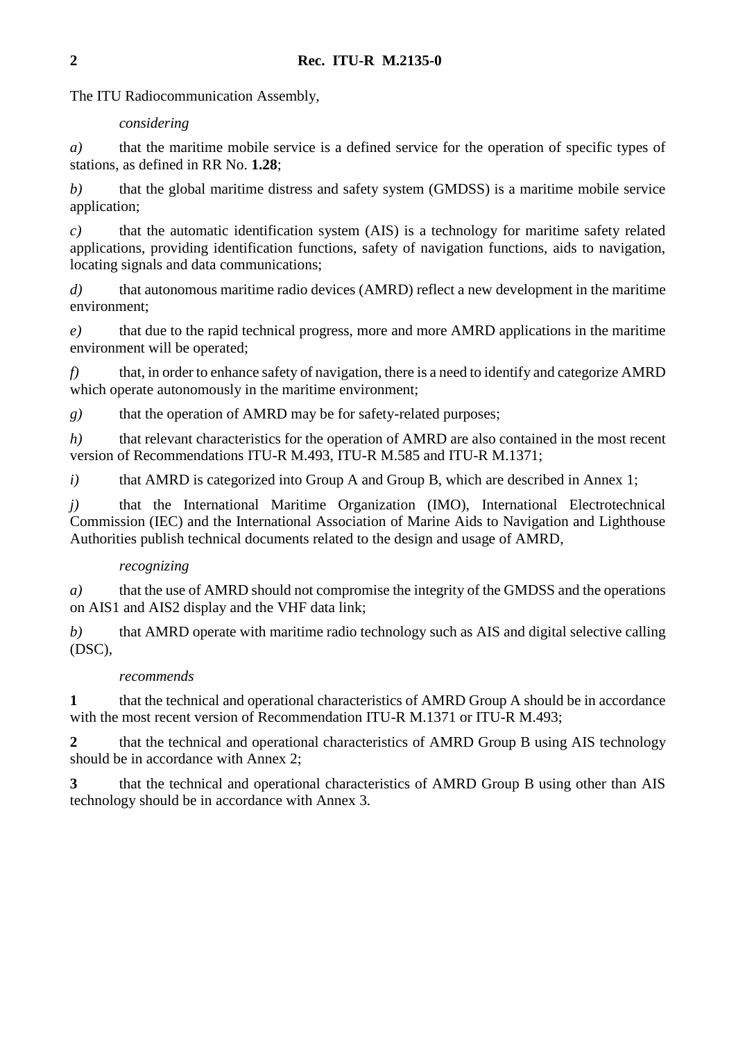The ITU Radiocommunication Assembly,

*considering*

*a)* that the maritime mobile service is a defined service for the operation of specific types of stations, as defined in RR No. **1.28**;

*b)* that the global maritime distress and safety system (GMDSS) is a maritime mobile service application;

*c)* that the automatic identification system (AIS) is a technology for maritime safety related applications, providing identification functions, safety of navigation functions, aids to navigation, locating signals and data communications;

*d)* that autonomous maritime radio devices (AMRD) reflect a new development in the maritime environment;

*e)* that due to the rapid technical progress, more and more AMRD applications in the maritime environment will be operated;

*f)* that, in order to enhance safety of navigation, there is a need to identify and categorize AMRD which operate autonomously in the maritime environment;

*g)* that the operation of AMRD may be for safety-related purposes;

*h)* that relevant characteristics for the operation of AMRD are also contained in the most recent version of Recommendations ITU-R M.493, ITU-R M.585 and ITU-R M.1371;

*i)* that AMRD is categorized into Group A and Group B, which are described in Annex 1;

*j)* that the International Maritime Organization (IMO), International Electrotechnical Commission (IEC) and the International Association of Marine Aids to Navigation and Lighthouse Authorities publish technical documents related to the design and usage of AMRD,

*recognizing*

*a)* that the use of AMRD should not compromise the integrity of the GMDSS and the operations on AIS1 and AIS2 display and the VHF data link;

*b)* that AMRD operate with maritime radio technology such as AIS and digital selective calling (DSC),

*recommends*

**1** that the technical and operational characteristics of AMRD Group A should be in accordance with the most recent version of Recommendation ITU-R M.1371 or ITU-R M.493;

**2** that the technical and operational characteristics of AMRD Group B using AIS technology should be in accordance with Annex 2;

**3** that the technical and operational characteristics of AMRD Group B using other than AIS technology should be in accordance with Annex 3.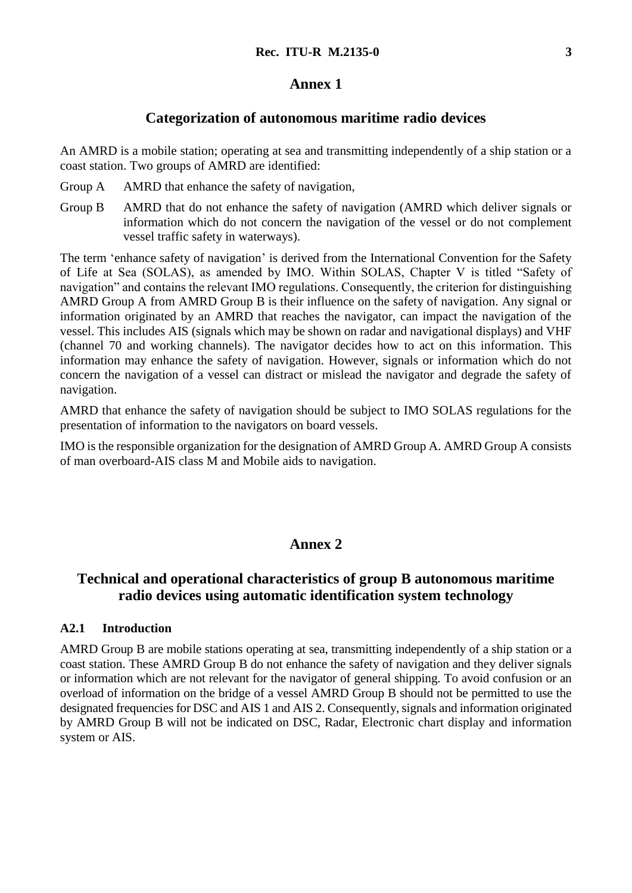# Annex 1

## Categorization of autonomous maritime radio devices

An AMRD is a mobile station; operating at sea and transmitting independently of a ship station or a coast station. Two groups of AMRD are identified:

Group A AMRD that enhance the safety of navigation,

Group B AMRD that do not enhance the safety of navigation (AMRD which deliver signals or information which do not concern the navigation of the vessel or do not complement vessel traffic safety in waterways).

The term 'enhance safety of navigation' is derived from the International Convention for the Safety of Life at Sea (SOLAS), as amended by IMO. Within SOLAS, Chapter V is titled "Safety of navigation" and contains the relevant IMO regulations. Consequently, the criterion for distinguishing AMRD Group A from AMRD Group B is their influence on the safety of navigation. Any signal or information originated by an AMRD that reaches the navigator, can impact the navigation of the vessel. This includes AIS (signals which may be shown on radar and navigational displays) and VHF (channel 70 and working channels). The navigator decides how to act on this information. This information may enhance the safety of navigation. However, signals or information which do not concern the navigation of a vessel can distract or mislead the navigator and degrade the safety of navigation.

AMRD that enhance the safety of navigation should be subject to IMO SOLAS regulations for the presentation of information to the navigators on board vessels.

IMO is the responsible organization for the designation of AMRD Group A. AMRD Group A consists of man overboard-AIS class M and Mobile aids to navigation.

# Annex 2

## Technical and operational characteristics of group B autonomous maritime radio devices using automatic identification system technology

### A2.1 Introduction

AMRD Group B are mobile stations operating at sea, transmitting independently of a ship station or a coast station. These AMRD Group B do not enhance the safety of navigation and they deliver signals or information which are not relevant for the navigator of general shipping. To avoid confusion or an overload of information on the bridge of a vessel AMRD Group B should not be permitted to use the designated frequencies for DSC and AIS 1 and AIS 2. Consequently, signals and information originated by AMRD Group B will not be indicated on DSC, Radar, Electronic chart display and information system or AIS.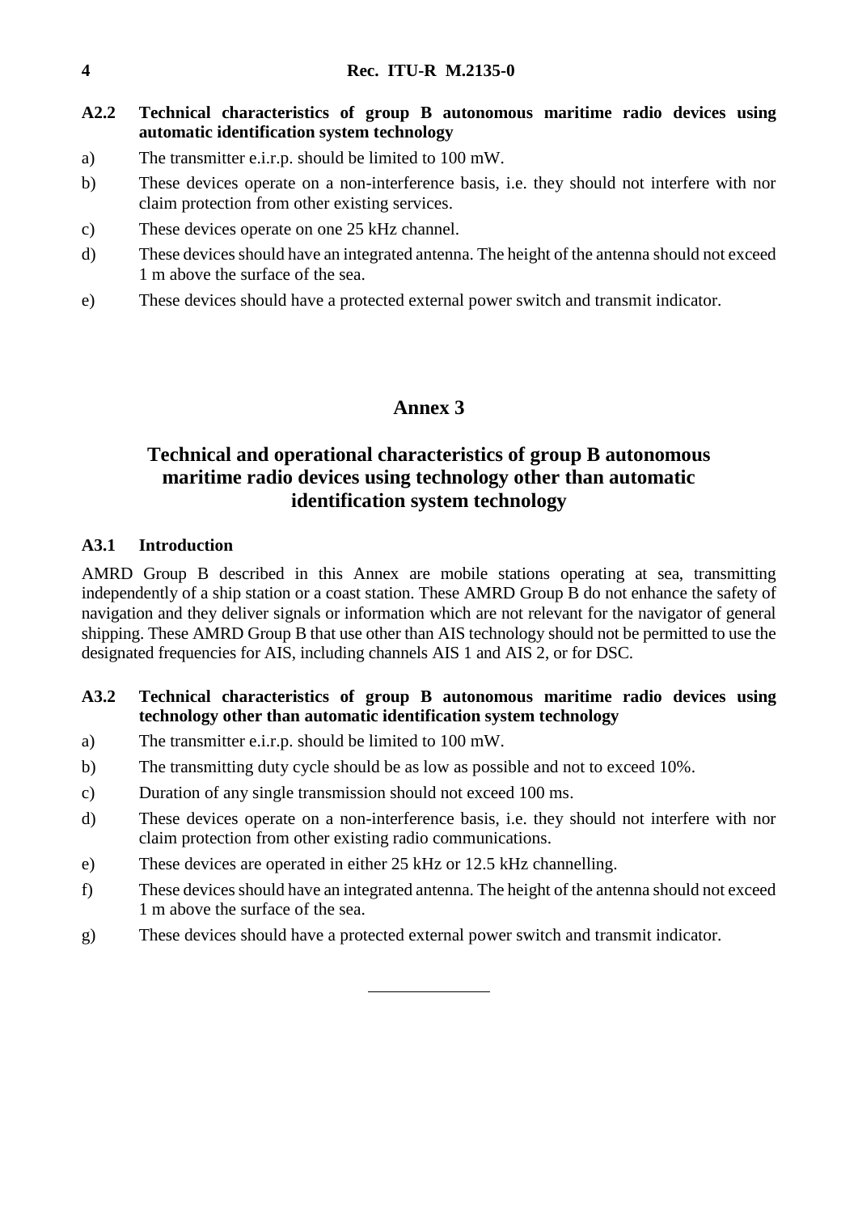### A2.2 Technical characteristics of group B autonomous maritime radio devices using automatic identification system technology

a) The transmitter e.i.r.p. should be limited to 100 mW.

b) These devices operate on a non-interference basis, i.e. they should not interfere with nor claim protection from other existing services.

c) These devices operate on one 25 kHz channel.

d) These devices should have an integrated antenna. The height of the antenna should not exceed 1 m above the surface of the sea.

e) These devices should have a protected external power switch and transmit indicator.

# Annex 3

## Technical and operational characteristics of group B autonomous maritime radio devices using technology other than automatic identification system technology

### A3.1 Introduction

AMRD Group B described in this Annex are mobile stations operating at sea, transmitting independently of a ship station or a coast station. These AMRD Group B do not enhance the safety of navigation and they deliver signals or information which are not relevant for the navigator of general shipping. These AMRD Group B that use other than AIS technology should not be permitted to use the designated frequencies for AIS, including channels AIS 1 and AIS 2, or for DSC.

### A3.2 Technical characteristics of group B autonomous maritime radio devices using technology other than automatic identification system technology

a) The transmitter e.i.r.p. should be limited to 100 mW.

b) The transmitting duty cycle should be as low as possible and not to exceed 10%.

c) Duration of any single transmission should not exceed 100 ms.

d) These devices operate on a non-interference basis, i.e. they should not interfere with nor claim protection from other existing radio communications.

e) These devices are operated in either 25 kHz or 12.5 kHz channelling.

f) These devices should have an integrated antenna. The height of the antenna should not exceed 1 m above the surface of the sea.

g) These devices should have a protected external power switch and transmit indicator.